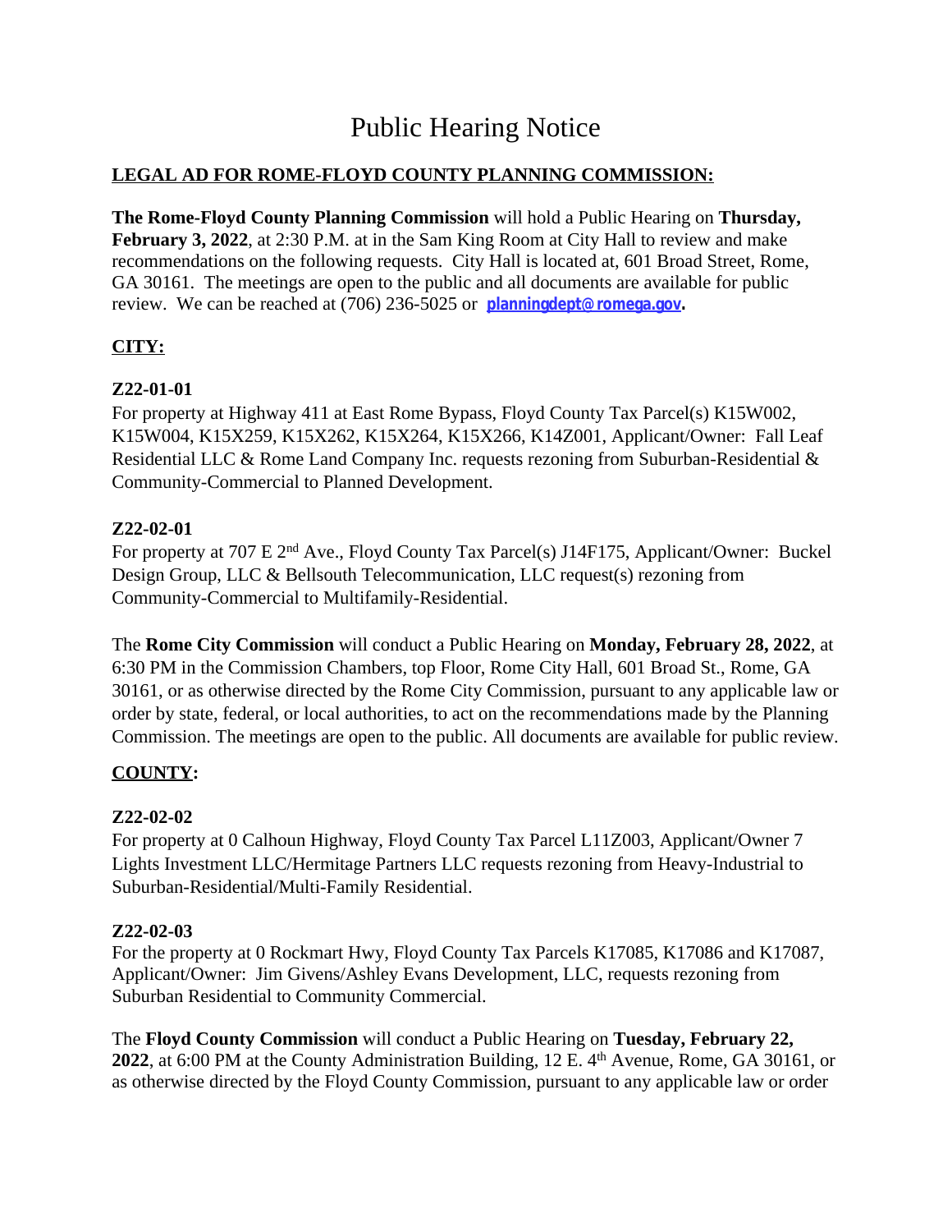# Public Hearing Notice

**LEGAL AD FOR ROME-FLOYD COUNTY PLANNING COMMISSION:**

**The Rome-Floyd County Planning Commission** will hold a Public Hearing on **Thursday, February 3, 2022**, at 2:30 P.M. at in the Sam King Room at City Hall to review and make recommendations on the following requests. City Hall is located at, 601 Broad Street, Rome, GA 30161. The meetings are open to the public and all documents are available for public review. We can be reached at (706) 236-5025 or **planningdept@romega.gov.**

**CITY:**

**Z22-01-01**
For property at Highway 411 at East Rome Bypass, Floyd County Tax Parcel(s) K15W002, K15W004, K15X259, K15X262, K15X264, K15X266, K14Z001, Applicant/Owner: Fall Leaf Residential LLC & Rome Land Company Inc. requests rezoning from Suburban-Residential & Community-Commercial to Planned Development.

**Z22-02-01**
For property at 707 E 2nd Ave., Floyd County Tax Parcel(s) J14F175, Applicant/Owner: Buckel Design Group, LLC & Bellsouth Telecommunication, LLC request(s) rezoning from Community-Commercial to Multifamily-Residential.

The **Rome City Commission** will conduct a Public Hearing on **Monday, February 28, 2022**, at 6:30 PM in the Commission Chambers, top Floor, Rome City Hall, 601 Broad St., Rome, GA 30161, or as otherwise directed by the Rome City Commission, pursuant to any applicable law or order by state, federal, or local authorities, to act on the recommendations made by the Planning Commission. The meetings are open to the public. All documents are available for public review.

**COUNTY:**

**Z22-02-02**
For property at 0 Calhoun Highway, Floyd County Tax Parcel L11Z003, Applicant/Owner 7 Lights Investment LLC/Hermitage Partners LLC requests rezoning from Heavy-Industrial to Suburban-Residential/Multi-Family Residential.

**Z22-02-03**
For the property at 0 Rockmart Hwy, Floyd County Tax Parcels K17085, K17086 and K17087, Applicant/Owner: Jim Givens/Ashley Evans Development, LLC, requests rezoning from Suburban Residential to Community Commercial.

The **Floyd County Commission** will conduct a Public Hearing on **Tuesday, February 22, 2022**, at 6:00 PM at the County Administration Building, 12 E. 4th Avenue, Rome, GA 30161, or as otherwise directed by the Floyd County Commission, pursuant to any applicable law or order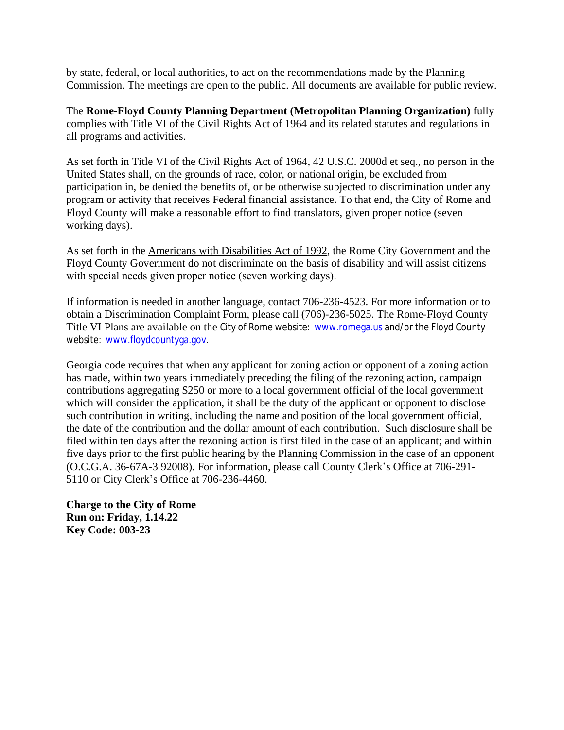by state, federal, or local authorities, to act on the recommendations made by the Planning Commission. The meetings are open to the public. All documents are available for public review.

The **Rome-Floyd County Planning Department (Metropolitan Planning Organization)** fully complies with Title VI of the Civil Rights Act of 1964 and its related statutes and regulations in all programs and activities.

As set forth in Title VI of the Civil Rights Act of 1964, 42 U.S.C. 2000d et seq., no person in the United States shall, on the grounds of race, color, or national origin, be excluded from participation in, be denied the benefits of, or be otherwise subjected to discrimination under any program or activity that receives Federal financial assistance. To that end, the City of Rome and Floyd County will make a reasonable effort to find translators, given proper notice (seven working days).

As set forth in the Americans with Disabilities Act of 1992, the Rome City Government and the Floyd County Government do not discriminate on the basis of disability and will assist citizens with special needs given proper notice (seven working days).

If information is needed in another language, contact 706-236-4523. For more information or to obtain a Discrimination Complaint Form, please call (706)-236-5025. The Rome-Floyd County Title VI Plans are available on the City of Rome website: www.romega.us and/or the Floyd County website: www.floydcountyga.gov.

Georgia code requires that when any applicant for zoning action or opponent of a zoning action has made, within two years immediately preceding the filing of the rezoning action, campaign contributions aggregating $250 or more to a local government official of the local government which will consider the application, it shall be the duty of the applicant or opponent to disclose such contribution in writing, including the name and position of the local government official, the date of the contribution and the dollar amount of each contribution. Such disclosure shall be filed within ten days after the rezoning action is first filed in the case of an applicant; and within five days prior to the first public hearing by the Planning Commission in the case of an opponent (O.C.G.A. 36-67A-3 92008). For information, please call County Clerk's Office at 706-291-5110 or City Clerk's Office at 706-236-4460.

**Charge to the City of Rome**
**Run on: Friday, 1.14.22**
**Key Code: 003-23**